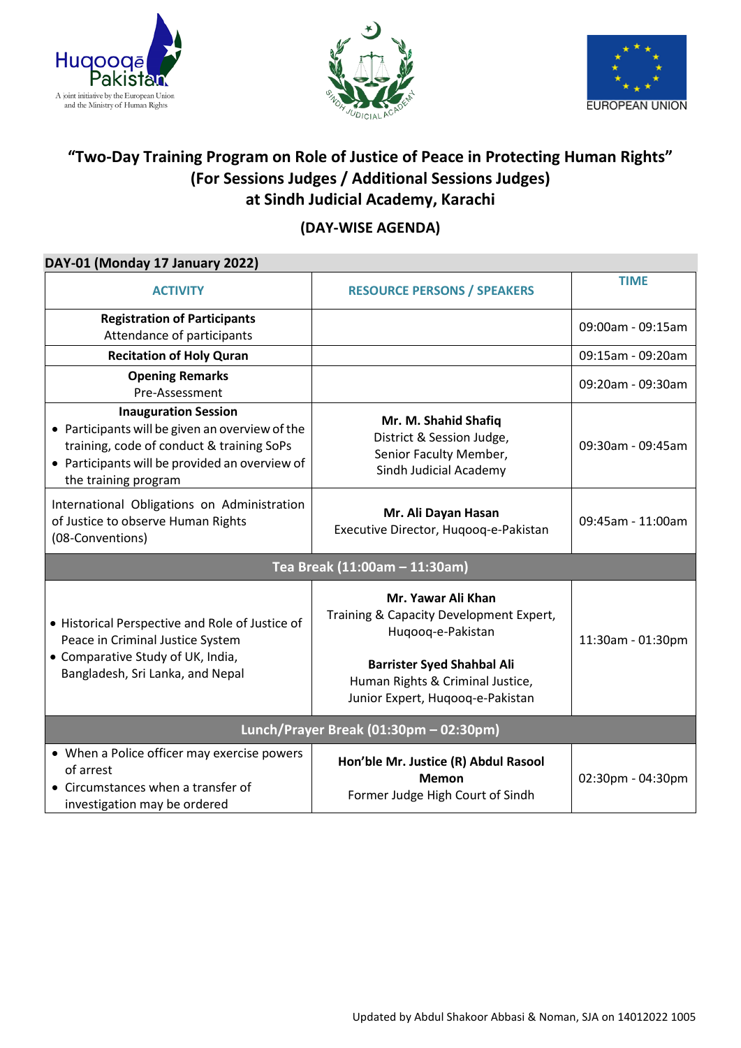Huqooqē Pakistan
A joint initiative by the European Union and the Ministry of Human Rights

SINDH JUDICIAL ACADEMY

EUROPEAN UNION

# "Two-Day Training Program on Role of Justice of Peace in Protecting Human Rights"
## (For Sessions Judges / Additional Sessions Judges)
## at Sindh Judicial Academy, Karachi

### (DAY-WISE AGENDA)

**DAY-01 (Monday 17 January 2022)**

| ACTIVITY | RESOURCE PERSONS / SPEAKERS | TIME |
|---|---|---|
| **Registration of Participants**<br>Attendance of participants | | 09:00am - 09:15am |
| **Recitation of Holy Quran** | | 09:15am - 09:20am |
| **Opening Remarks**<br>Pre-Assessment | | 09:20am - 09:30am |
| **Inauguration Session**<br>• Participants will be given an overview of the training, code of conduct & training SoPs<br>• Participants will be provided an overview of the training program | **Mr. M. Shahid Shafiq**<br>District & Session Judge,<br>Senior Faculty Member,<br>Sindh Judicial Academy | 09:30am - 09:45am |
| International Obligations on Administration of Justice to observe Human Rights (08-Conventions) | **Mr. Ali Dayan Hasan**<br>Executive Director, Huqooq-e-Pakistan | 09:45am - 11:00am |
| **Tea Break (11:00am – 11:30am)** | | |
| • Historical Perspective and Role of Justice of Peace in Criminal Justice System<br>• Comparative Study of UK, India, Bangladesh, Sri Lanka, and Nepal | **Mr. Yawar Ali Khan**<br>Training & Capacity Development Expert, Huqooq-e-Pakistan<br><br>**Barrister Syed Shahbal Ali**<br>Human Rights & Criminal Justice, Junior Expert, Huqooq-e-Pakistan | 11:30am - 01:30pm |
| **Lunch/Prayer Break (01:30pm – 02:30pm)** | | |
| • When a Police officer may exercise powers of arrest<br>• Circumstances when a transfer of investigation may be ordered | **Hon'ble Mr. Justice (R) Abdul Rasool Memon**<br>Former Judge High Court of Sindh | 02:30pm - 04:30pm |

Updated by Abdul Shakoor Abbasi & Noman, SJA on 14012022 1005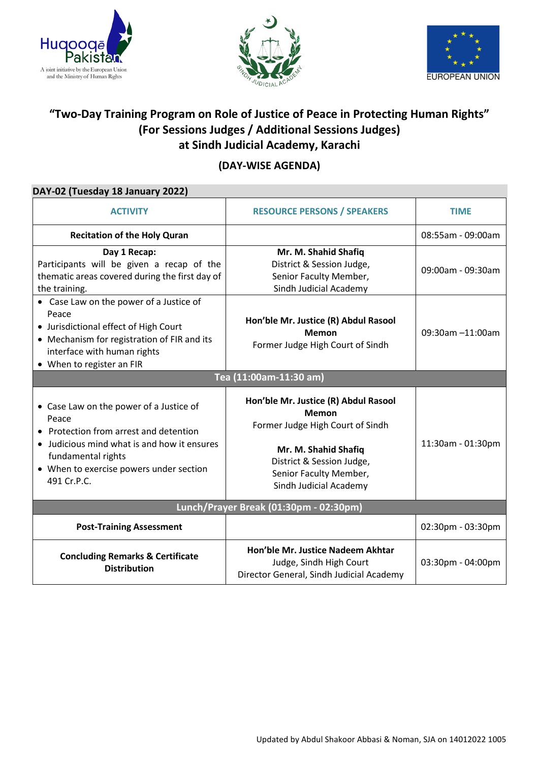Huqooq-e-Pakistan
A joint initiative by the European Union and the Ministry of Human Rights

SINDH JUDICIAL ACADEMY

EUROPEAN UNION

# "Two-Day Training Program on Role of Justice of Peace in Protecting Human Rights"
# (For Sessions Judges / Additional Sessions Judges)
# at Sindh Judicial Academy, Karachi

## (DAY-WISE AGENDA)

### DAY-02 (Tuesday 18 January 2022)

| ACTIVITY | RESOURCE PERSONS / SPEAKERS | TIME |
|---|---|---|
| **Recitation of the Holy Quran** | | 08:55am - 09:00am |
| **Day 1 Recap:** Participants will be given a recap of the thematic areas covered during the first day of the training. | **Mr. M. Shahid Shafiq** District & Session Judge, Senior Faculty Member, Sindh Judicial Academy | 09:00am - 09:30am |
| • Case Law on the power of a Justice of Peace<br>• Jurisdictional effect of High Court<br>• Mechanism for registration of FIR and its interface with human rights<br>• When to register an FIR | **Hon'ble Mr. Justice (R) Abdul Rasool Memon** Former Judge High Court of Sindh | 09:30am –11:00am |
| **Tea (11:00am-11:30 am)** | | |
| • Case Law on the power of a Justice of Peace<br>• Protection from arrest and detention<br>• Judicious mind what is and how it ensures fundamental rights<br>• When to exercise powers under section 491 Cr.P.C. | **Hon'ble Mr. Justice (R) Abdul Rasool Memon** Former Judge High Court of Sindh<br><br>**Mr. M. Shahid Shafiq** District & Session Judge, Senior Faculty Member, Sindh Judicial Academy | 11:30am - 01:30pm |
| **Lunch/Prayer Break (01:30pm - 02:30pm)** | | |
| **Post-Training Assessment** | | 02:30pm - 03:30pm |
| **Concluding Remarks & Certificate Distribution** | **Hon'ble Mr. Justice Nadeem Akhtar** Judge, Sindh High Court Director General, Sindh Judicial Academy | 03:30pm - 04:00pm |

Updated by Abdul Shakoor Abbasi & Noman, SJA on 14012022 1005